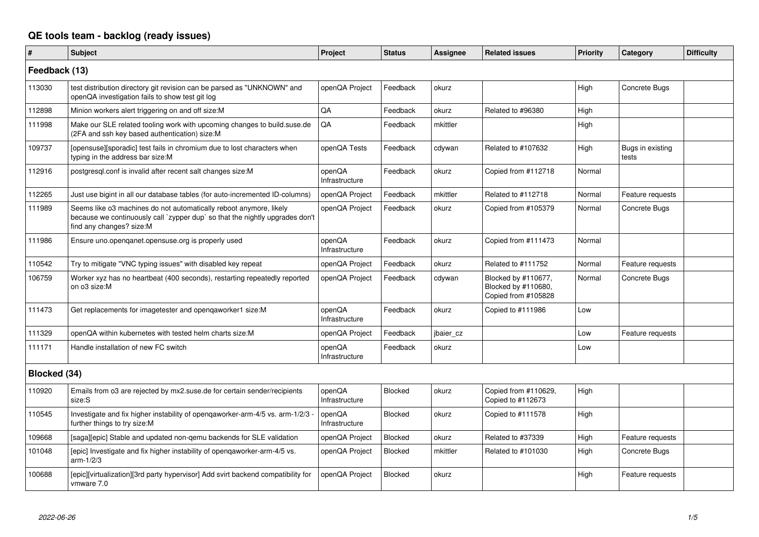# QE tools team - backlog (ready issues)

| # | Subject | Project | Status | Assignee | Related issues | Priority | Category | Difficulty |
|---|---|---|---|---|---|---|---|---|
| **Feedback (13)** | | | | | | | | |
| 113030 | test distribution directory git revision can be parsed as "UNKNOWN" and openQA investigation fails to show test git log | openQA Project | Feedback | okurz | | High | Concrete Bugs | |
| 112898 | Minion workers alert triggering on and off size:M | QA | Feedback | okurz | Related to #96380 | High | | |
| 111998 | Make our SLE related tooling work with upcoming changes to build.suse.de (2FA and ssh key based authentication) size:M | QA | Feedback | mkittler | | High | | |
| 109737 | [opensuse][sporadic] test fails in chromium due to lost characters when typing in the address bar size:M | openQA Tests | Feedback | cdywan | Related to #107632 | High | Bugs in existing tests | |
| 112916 | postgresql.conf is invalid after recent salt changes size:M | openQA Infrastructure | Feedback | okurz | Copied from #112718 | Normal | | |
| 112265 | Just use bigint in all our database tables (for auto-incremented ID-columns) | openQA Project | Feedback | mkittler | Related to #112718 | Normal | Feature requests | |
| 111989 | Seems like o3 machines do not automatically reboot anymore, likely because we continuously call `zypper dup` so that the nightly upgrades don't find any changes? size:M | openQA Project | Feedback | okurz | Copied from #105379 | Normal | Concrete Bugs | |
| 111986 | Ensure uno.openqanet.opensuse.org is properly used | openQA Infrastructure | Feedback | okurz | Copied from #111473 | Normal | | |
| 110542 | Try to mitigate "VNC typing issues" with disabled key repeat | openQA Project | Feedback | okurz | Related to #111752 | Normal | Feature requests | |
| 106759 | Worker xyz has no heartbeat (400 seconds), restarting repeatedly reported on o3 size:M | openQA Project | Feedback | cdywan | Blocked by #110677, Blocked by #110680, Copied from #105828 | Normal | Concrete Bugs | |
| 111473 | Get replacements for imagetester and openqaworker1 size:M | openQA Infrastructure | Feedback | okurz | Copied to #111986 | Low | | |
| 111329 | openQA within kubernetes with tested helm charts size:M | openQA Project | Feedback | jbaier_cz | | Low | Feature requests | |
| 111171 | Handle installation of new FC switch | openQA Infrastructure | Feedback | okurz | | Low | | |
| **Blocked (34)** | | | | | | | | |
| 110920 | Emails from o3 are rejected by mx2.suse.de for certain sender/recipients size:S | openQA Infrastructure | Blocked | okurz | Copied from #110629, Copied to #112673 | High | | |
| 110545 | Investigate and fix higher instability of openqaworker-arm-4/5 vs. arm-1/2/3 - further things to try size:M | openQA Infrastructure | Blocked | okurz | Copied to #111578 | High | | |
| 109668 | [saga][epic] Stable and updated non-qemu backends for SLE validation | openQA Project | Blocked | okurz | Related to #37339 | High | Feature requests | |
| 101048 | [epic] Investigate and fix higher instability of openqaworker-arm-4/5 vs. arm-1/2/3 | openQA Project | Blocked | mkittler | Related to #101030 | High | Concrete Bugs | |
| 100688 | [epic][virtualization][3rd party hypervisor] Add svirt backend compatibility for vmware 7.0 | openQA Project | Blocked | okurz | | High | Feature requests | |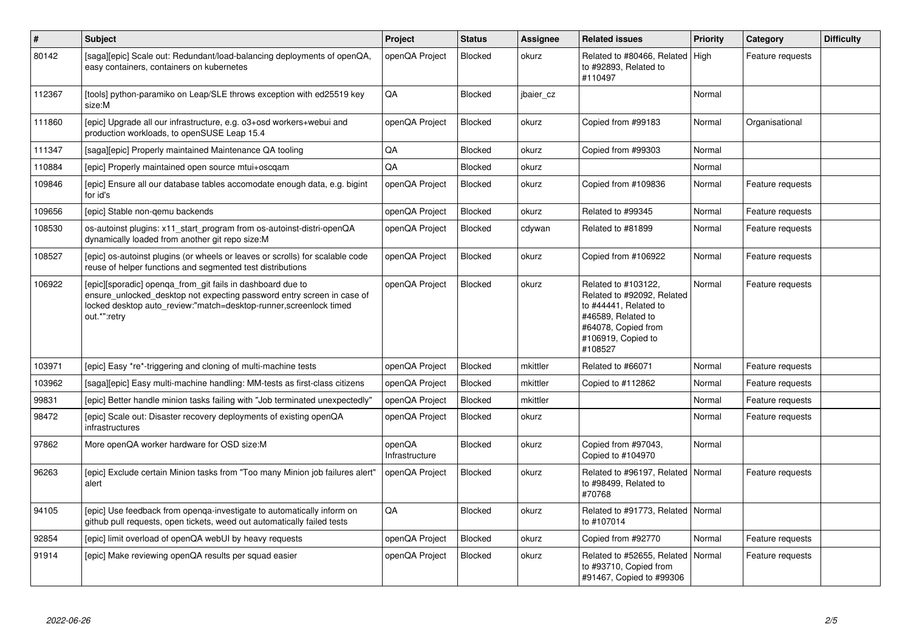| # | Subject | Project | Status | Assignee | Related issues | Priority | Category | Difficulty |
|---|---|---|---|---|---|---|---|---|
| 80142 | [saga][epic] Scale out: Redundant/load-balancing deployments of openQA, easy containers, containers on kubernetes | openQA Project | Blocked | okurz | Related to #80466, Related to #92893, Related to #110497 | High | Feature requests | |
| 112367 | [tools] python-paramiko on Leap/SLE throws exception with ed25519 key size:M | QA | Blocked | jbaier_cz | | Normal | | |
| 111860 | [epic] Upgrade all our infrastructure, e.g. o3+osd workers+webui and production workloads, to openSUSE Leap 15.4 | openQA Project | Blocked | okurz | Copied from #99183 | Normal | Organisational | |
| 111347 | [saga][epic] Properly maintained Maintenance QA tooling | QA | Blocked | okurz | Copied from #99303 | Normal | | |
| 110884 | [epic] Properly maintained open source mtui+oscqam | QA | Blocked | okurz | | Normal | | |
| 109846 | [epic] Ensure all our database tables accomodate enough data, e.g. bigint for id's | openQA Project | Blocked | okurz | Copied from #109836 | Normal | Feature requests | |
| 109656 | [epic] Stable non-qemu backends | openQA Project | Blocked | okurz | Related to #99345 | Normal | Feature requests | |
| 108530 | os-autoinst plugins: x11_start_program from os-autoinst-distri-openQA dynamically loaded from another git repo size:M | openQA Project | Blocked | cdywan | Related to #81899 | Normal | Feature requests | |
| 108527 | [epic] os-autoinst plugins (or wheels or leaves or scrolls) for scalable code reuse of helper functions and segmented test distributions | openQA Project | Blocked | okurz | Copied from #106922 | Normal | Feature requests | |
| 106922 | [epic][sporadic] openqa_from_git fails in dashboard due to ensure_unlocked_desktop not expecting password entry screen in case of locked desktop auto_review:"match=desktop-runner,screenlock timed out.*":retry | openQA Project | Blocked | okurz | Related to #103122, Related to #92092, Related to #44441, Related to #46589, Related to #64078, Copied from #106919, Copied to #108527 | Normal | Feature requests | |
| 103971 | [epic] Easy *re*-triggering and cloning of multi-machine tests | openQA Project | Blocked | mkittler | Related to #66071 | Normal | Feature requests | |
| 103962 | [saga][epic] Easy multi-machine handling: MM-tests as first-class citizens | openQA Project | Blocked | mkittler | Copied to #112862 | Normal | Feature requests | |
| 99831 | [epic] Better handle minion tasks failing with "Job terminated unexpectedly" | openQA Project | Blocked | mkittler | | Normal | Feature requests | |
| 98472 | [epic] Scale out: Disaster recovery deployments of existing openQA infrastructures | openQA Project | Blocked | okurz | | Normal | Feature requests | |
| 97862 | More openQA worker hardware for OSD size:M | openQA Infrastructure | Blocked | okurz | Copied from #97043, Copied to #104970 | Normal | | |
| 96263 | [epic] Exclude certain Minion tasks from "Too many Minion job failures alert" alert | openQA Project | Blocked | okurz | Related to #96197, Related to #98499, Related to #70768 | Normal | Feature requests | |
| 94105 | [epic] Use feedback from openqa-investigate to automatically inform on github pull requests, open tickets, weed out automatically failed tests | QA | Blocked | okurz | Related to #91773, Related to #107014 | Normal | | |
| 92854 | [epic] limit overload of openQA webUI by heavy requests | openQA Project | Blocked | okurz | Copied from #92770 | Normal | Feature requests | |
| 91914 | [epic] Make reviewing openQA results per squad easier | openQA Project | Blocked | okurz | Related to #52655, Related to #93710, Copied from #91467, Copied to #99306 | Normal | Feature requests | |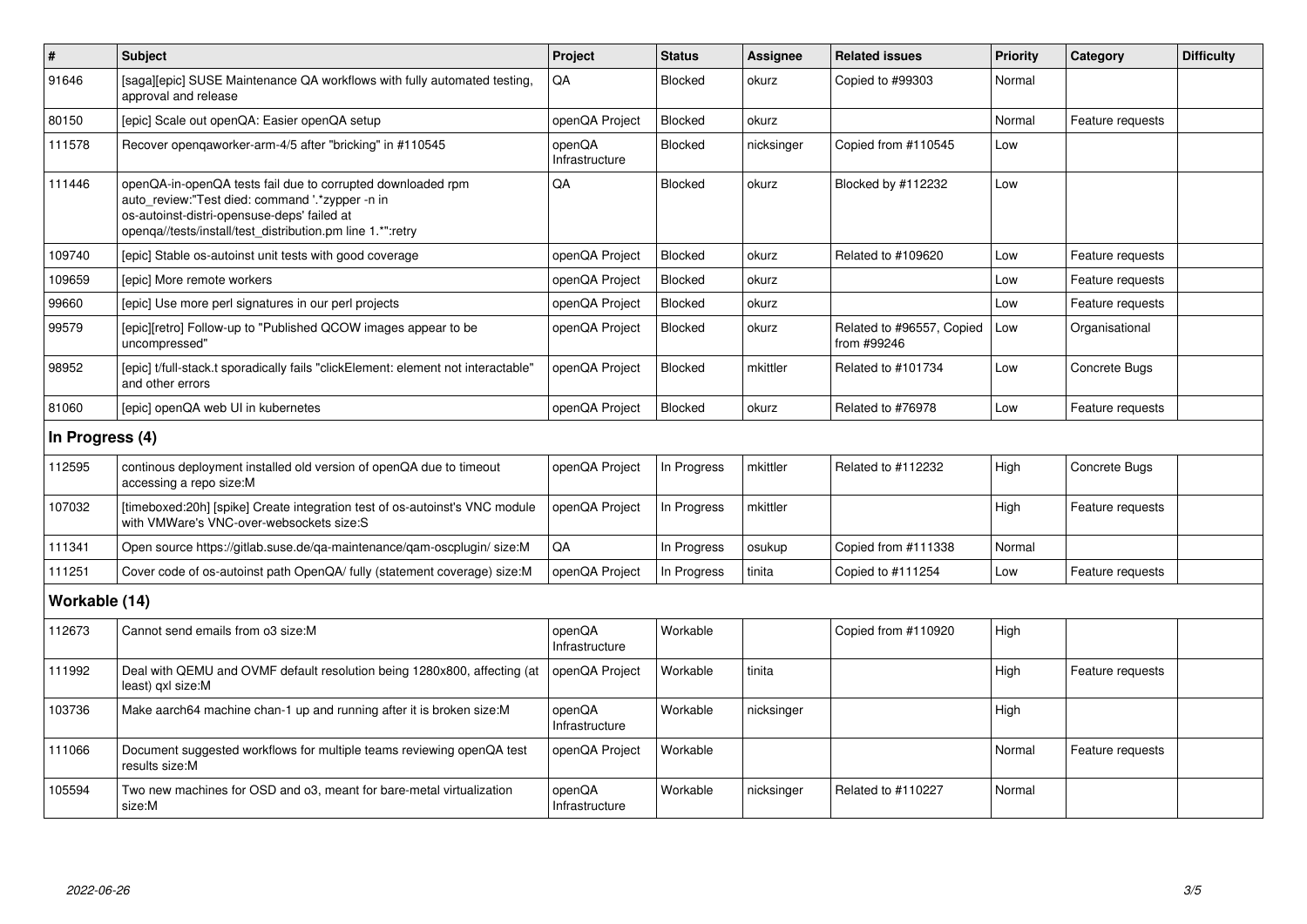| # | Subject | Project | Status | Assignee | Related issues | Priority | Category | Difficulty |
|---|---|---|---|---|---|---|---|---|
| 91646 | [saga][epic] SUSE Maintenance QA workflows with fully automated testing, approval and release | QA | Blocked | okurz | Copied to #99303 | Normal | | |
| 80150 | [epic] Scale out openQA: Easier openQA setup | openQA Project | Blocked | okurz | | Normal | Feature requests | |
| 111578 | Recover openqaworker-arm-4/5 after "bricking" in #110545 | openQA Infrastructure | Blocked | nicksinger | Copied from #110545 | Low | | |
| 111446 | openQA-in-openQA tests fail due to corrupted downloaded rpm auto_review:"Test died: command '.*zypper -n in os-autoinst-distri-opensuse-deps' failed at openqa//tests/install/test_distribution.pm line 1.*":retry | QA | Blocked | okurz | Blocked by #112232 | Low | | |
| 109740 | [epic] Stable os-autoinst unit tests with good coverage | openQA Project | Blocked | okurz | Related to #109620 | Low | Feature requests | |
| 109659 | [epic] More remote workers | openQA Project | Blocked | okurz | | Low | Feature requests | |
| 99660 | [epic] Use more perl signatures in our perl projects | openQA Project | Blocked | okurz | | Low | Feature requests | |
| 99579 | [epic][retro] Follow-up to "Published QCOW images appear to be uncompressed" | openQA Project | Blocked | okurz | Related to #96557, Copied from #99246 | Low | Organisational | |
| 98952 | [epic] t/full-stack.t sporadically fails "clickElement: element not interactable" and other errors | openQA Project | Blocked | mkittler | Related to #101734 | Low | Concrete Bugs | |
| 81060 | [epic] openQA web UI in kubernetes | openQA Project | Blocked | okurz | Related to #76978 | Low | Feature requests | |
| **In Progress (4)** | | | | | | | | |
| 112595 | continous deployment installed old version of openQA due to timeout accessing a repo size:M | openQA Project | In Progress | mkittler | Related to #112232 | High | Concrete Bugs | |
| 107032 | [timeboxed:20h] [spike] Create integration test of os-autoinst's VNC module with VMWare's VNC-over-websockets size:S | openQA Project | In Progress | mkittler | | High | Feature requests | |
| 111341 | Open source https://gitlab.suse.de/qa-maintenance/qam-oscplugin/ size:M | QA | In Progress | osukup | Copied from #111338 | Normal | | |
| 111251 | Cover code of os-autoinst path OpenQA/ fully (statement coverage) size:M | openQA Project | In Progress | tinita | Copied to #111254 | Low | Feature requests | |
| **Workable (14)** | | | | | | | | |
| 112673 | Cannot send emails from o3 size:M | openQA Infrastructure | Workable | | Copied from #110920 | High | | |
| 111992 | Deal with QEMU and OVMF default resolution being 1280x800, affecting (at least) qxl size:M | openQA Project | Workable | tinita | | High | Feature requests | |
| 103736 | Make aarch64 machine chan-1 up and running after it is broken size:M | openQA Infrastructure | Workable | nicksinger | | High | | |
| 111066 | Document suggested workflows for multiple teams reviewing openQA test results size:M | openQA Project | Workable | | | Normal | Feature requests | |
| 105594 | Two new machines for OSD and o3, meant for bare-metal virtualization size:M | openQA Infrastructure | Workable | nicksinger | Related to #110227 | Normal | | |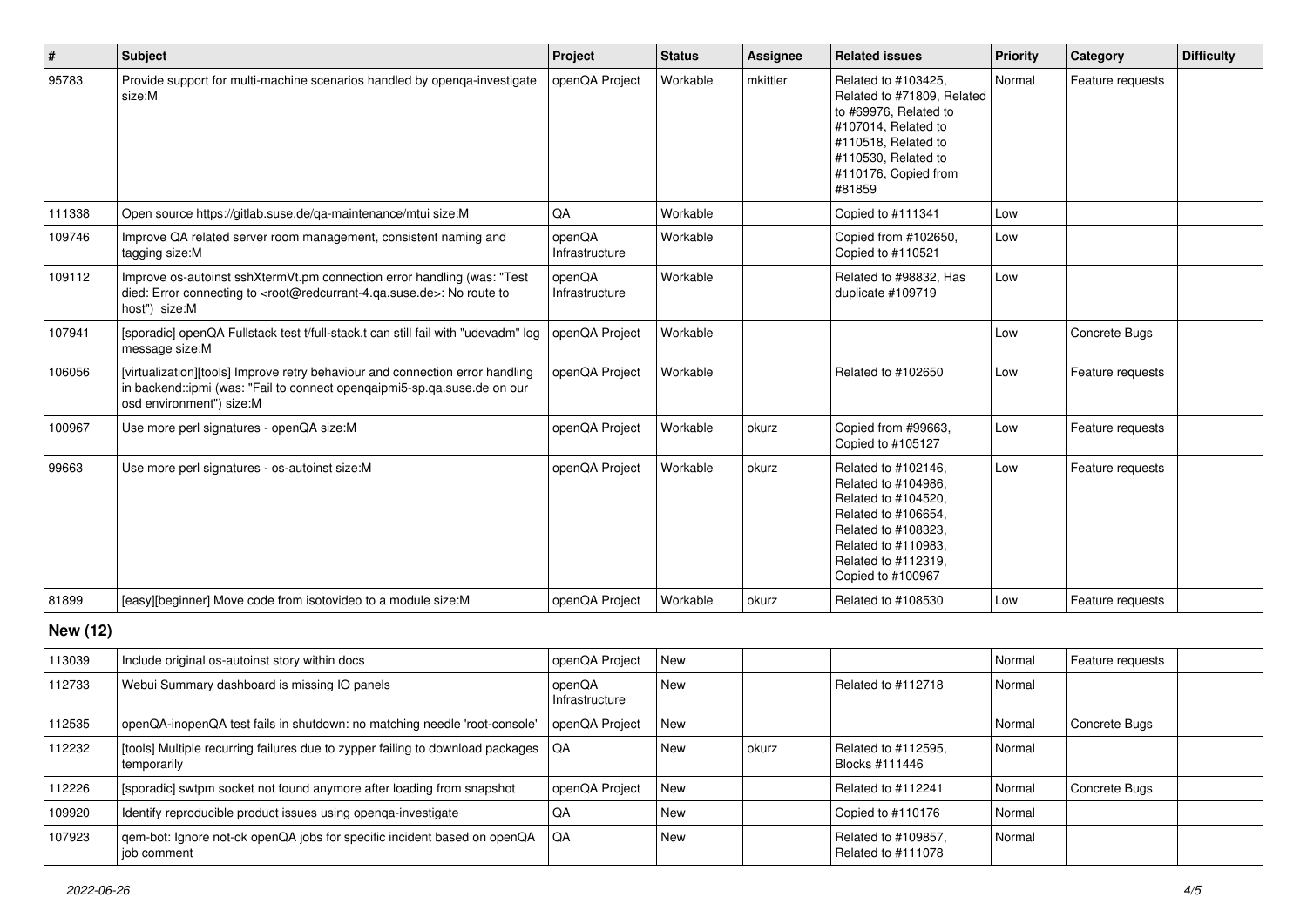| # | Subject | Project | Status | Assignee | Related issues | Priority | Category | Difficulty |
|---|---|---|---|---|---|---|---|---|
| 95783 | Provide support for multi-machine scenarios handled by openqa-investigate size:M | openQA Project | Workable | mkittler | Related to #103425, Related to #71809, Related to #69976, Related to #107014, Related to #110518, Related to #110530, Related to #110176, Copied from #81859 | Normal | Feature requests | |
| 111338 | Open source https://gitlab.suse.de/qa-maintenance/mtui size:M | QA | Workable | | Copied to #111341 | Low | | |
| 109746 | Improve QA related server room management, consistent naming and tagging size:M | openQA Infrastructure | Workable | | Copied from #102650, Copied to #110521 | Low | | |
| 109112 | Improve os-autoinst sshXtermVt.pm connection error handling (was: "Test died: Error connecting to <root@redcurrant-4.qa.suse.de>: No route to host") size:M | openQA Infrastructure | Workable | | Related to #98832, Has duplicate #109719 | Low | | |
| 107941 | [sporadic] openQA Fullstack test t/full-stack.t can still fail with "udevadm" log message size:M | openQA Project | Workable | | | Low | Concrete Bugs | |
| 106056 | [virtualization][tools] Improve retry behaviour and connection error handling in backend::ipmi (was: "Fail to connect openqaipmi5-sp.qa.suse.de on our osd environment") size:M | openQA Project | Workable | | Related to #102650 | Low | Feature requests | |
| 100967 | Use more perl signatures - openQA size:M | openQA Project | Workable | okurz | Copied from #99663, Copied to #105127 | Low | Feature requests | |
| 99663 | Use more perl signatures - os-autoinst size:M | openQA Project | Workable | okurz | Related to #102146, Related to #104986, Related to #104520, Related to #106654, Related to #108323, Related to #110983, Related to #112319, Copied to #100967 | Low | Feature requests | |
| 81899 | [easy][beginner] Move code from isotovideo to a module size:M | openQA Project | Workable | okurz | Related to #108530 | Low | Feature requests | |
| **New (12)** | | | | | | | | |
| 113039 | Include original os-autoinst story within docs | openQA Project | New | | | Normal | Feature requests | |
| 112733 | Webui Summary dashboard is missing IO panels | openQA Infrastructure | New | | Related to #112718 | Normal | | |
| 112535 | openQA-inopenQA test fails in shutdown: no matching needle 'root-console' | openQA Project | New | | | Normal | Concrete Bugs | |
| 112232 | [tools] Multiple recurring failures due to zypper failing to download packages temporarily | QA | New | okurz | Related to #112595, Blocks #111446 | Normal | | |
| 112226 | [sporadic] swtpm socket not found anymore after loading from snapshot | openQA Project | New | | Related to #112241 | Normal | Concrete Bugs | |
| 109920 | Identify reproducible product issues using openqa-investigate | QA | New | | Copied to #110176 | Normal | | |
| 107923 | qem-bot: Ignore not-ok openQA jobs for specific incident based on openQA job comment | QA | New | | Related to #109857, Related to #111078 | Normal | | |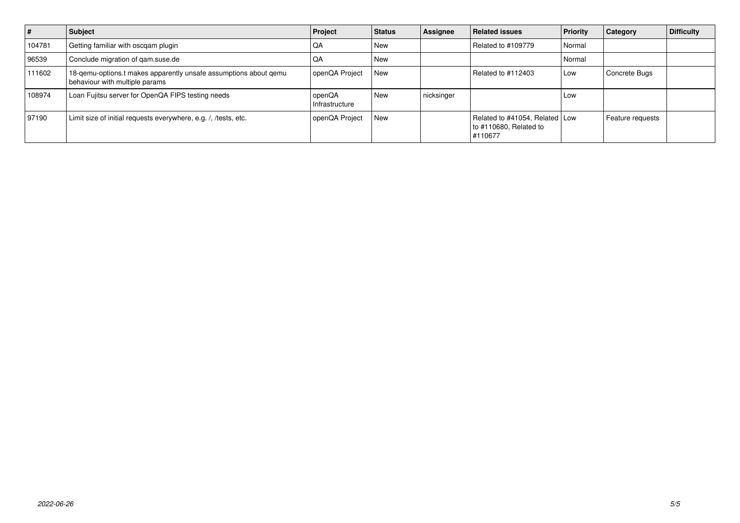| # | Subject | Project | Status | Assignee | Related issues | Priority | Category | Difficulty |
|---|---|---|---|---|---|---|---|---|
| 104781 | Getting familiar with oscqam plugin | QA | New | | Related to #109779 | Normal | | |
| 96539 | Conclude migration of qam.suse.de | QA | New | | | Normal | | |
| 111602 | 18-qemu-options.t makes apparently unsafe assumptions about qemu behaviour with multiple params | openQA Project | New | | Related to #112403 | Low | Concrete Bugs | |
| 108974 | Loan Fujitsu server for OpenQA FIPS testing needs | openQA Infrastructure | New | nicksinger | | Low | | |
| 97190 | Limit size of initial requests everywhere, e.g. /, /tests, etc. | openQA Project | New | | Related to #41054, Related to #110680, Related to #110677 | Low | Feature requests | |

*2022-06-26*